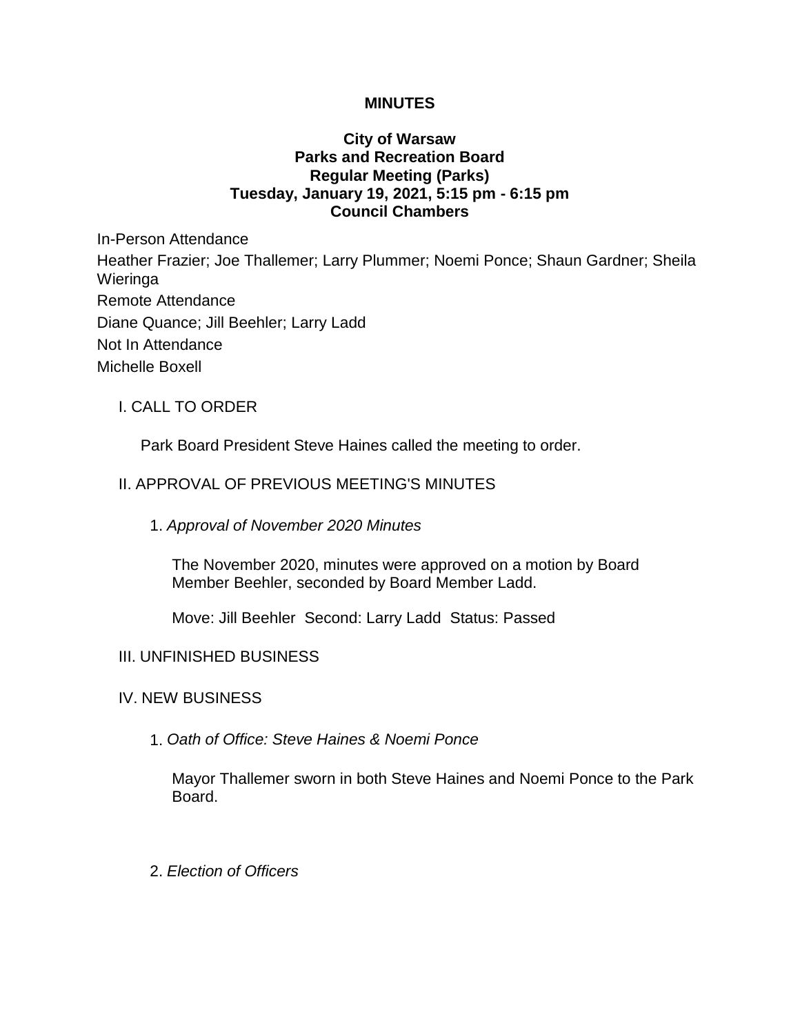**MINUTES**

**City of Warsaw**
**Parks and Recreation Board**
**Regular Meeting (Parks)**
**Tuesday, January 19, 2021, 5:15 pm - 6:15 pm**
**Council Chambers**

In-Person Attendance

Heather Frazier; Joe Thallemer; Larry Plummer; Noemi Ponce; Shaun Gardner; Sheila Wieringa

Remote Attendance

Diane Quance; Jill Beehler; Larry Ladd

Not In Attendance

Michelle Boxell

I. CALL TO ORDER

Park Board President Steve Haines called the meeting to order.

II. APPROVAL OF PREVIOUS MEETING'S MINUTES

1. *Approval of November 2020 Minutes*

The November 2020, minutes were approved on a motion by Board Member Beehler, seconded by Board Member Ladd.

Move: Jill Beehler Second: Larry Ladd Status: Passed

III. UNFINISHED BUSINESS

IV. NEW BUSINESS

1. *Oath of Office: Steve Haines & Noemi Ponce*

Mayor Thallemer sworn in both Steve Haines and Noemi Ponce to the Park Board.

2. *Election of Officers*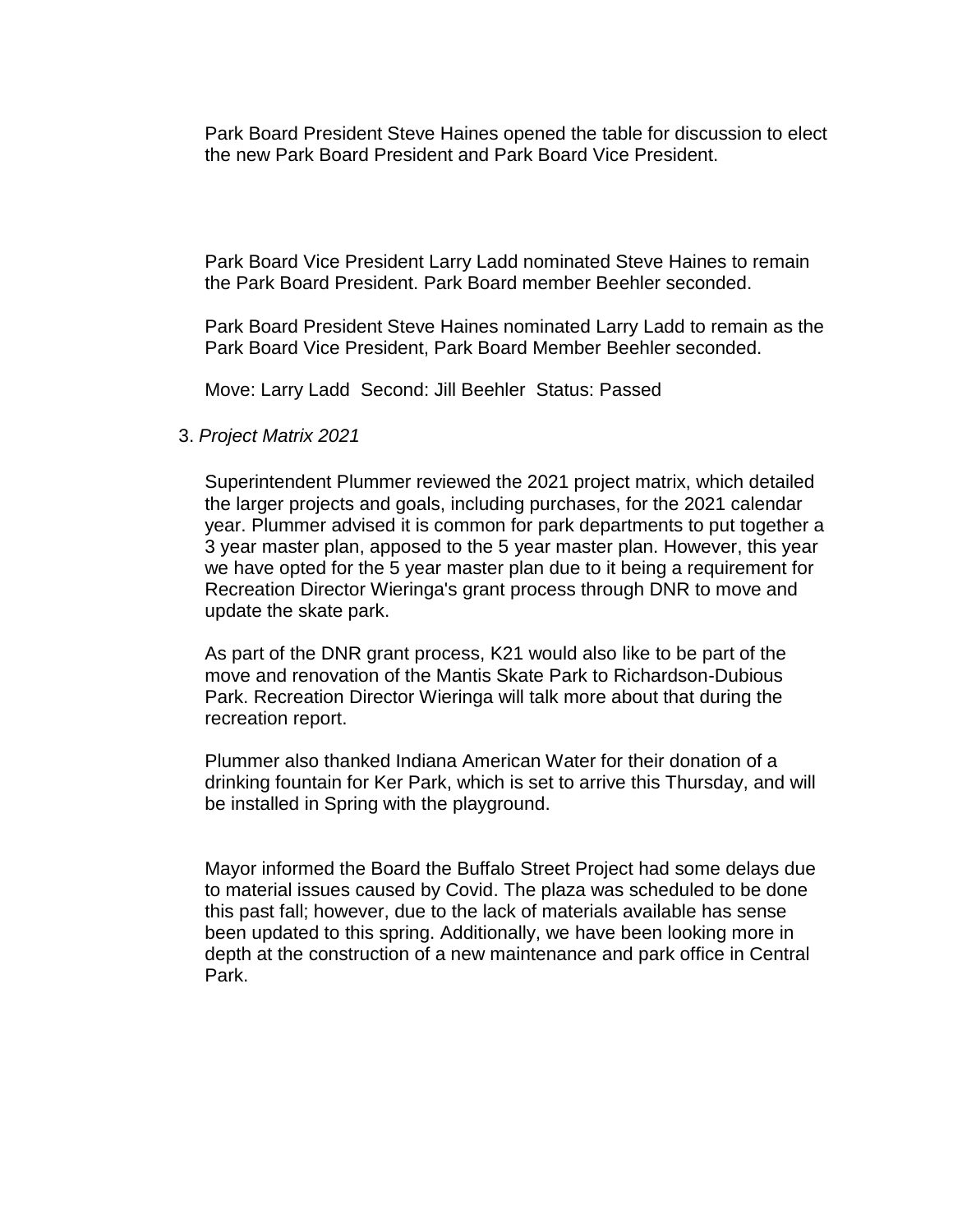Park Board President Steve Haines opened the table for discussion to elect the new Park Board President and Park Board Vice President.

Park Board Vice President Larry Ladd nominated Steve Haines to remain the Park Board President. Park Board member Beehler seconded.

Park Board President Steve Haines nominated Larry Ladd to remain as the Park Board Vice President, Park Board Member Beehler seconded.

Move: Larry Ladd Second: Jill Beehler Status: Passed

3. *Project Matrix 2021*

Superintendent Plummer reviewed the 2021 project matrix, which detailed the larger projects and goals, including purchases, for the 2021 calendar year. Plummer advised it is common for park departments to put together a 3 year master plan, apposed to the 5 year master plan. However, this year we have opted for the 5 year master plan due to it being a requirement for Recreation Director Wieringa's grant process through DNR to move and update the skate park.

As part of the DNR grant process, K21 would also like to be part of the move and renovation of the Mantis Skate Park to Richardson-Dubious Park. Recreation Director Wieringa will talk more about that during the recreation report.

Plummer also thanked Indiana American Water for their donation of a drinking fountain for Ker Park, which is set to arrive this Thursday, and will be installed in Spring with the playground.

Mayor informed the Board the Buffalo Street Project had some delays due to material issues caused by Covid. The plaza was scheduled to be done this past fall; however, due to the lack of materials available has sense been updated to this spring. Additionally, we have been looking more in depth at the construction of a new maintenance and park office in Central Park.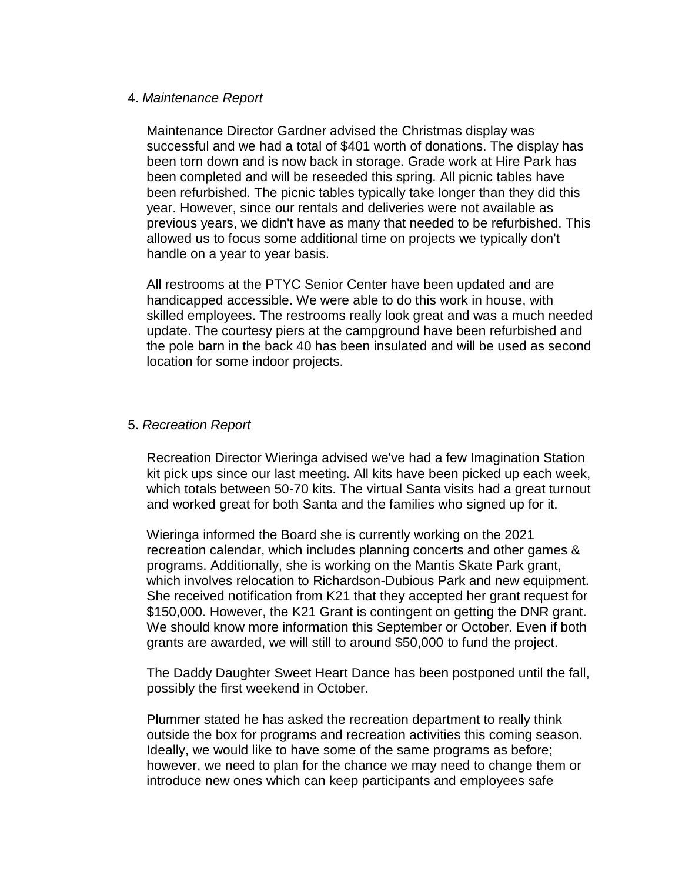4. *Maintenance Report*

Maintenance Director Gardner advised the Christmas display was successful and we had a total of $401 worth of donations. The display has been torn down and is now back in storage. Grade work at Hire Park has been completed and will be reseeded this spring. All picnic tables have been refurbished. The picnic tables typically take longer than they did this year. However, since our rentals and deliveries were not available as previous years, we didn't have as many that needed to be refurbished. This allowed us to focus some additional time on projects we typically don't handle on a year to year basis.

All restrooms at the PTYC Senior Center have been updated and are handicapped accessible. We were able to do this work in house, with skilled employees. The restrooms really look great and was a much needed update. The courtesy piers at the campground have been refurbished and the pole barn in the back 40 has been insulated and will be used as second location for some indoor projects.

5. *Recreation Report*

Recreation Director Wieringa advised we've had a few Imagination Station kit pick ups since our last meeting. All kits have been picked up each week, which totals between 50-70 kits. The virtual Santa visits had a great turnout and worked great for both Santa and the families who signed up for it.

Wieringa informed the Board she is currently working on the 2021 recreation calendar, which includes planning concerts and other games & programs. Additionally, she is working on the Mantis Skate Park grant, which involves relocation to Richardson-Dubious Park and new equipment. She received notification from K21 that they accepted her grant request for $150,000. However, the K21 Grant is contingent on getting the DNR grant. We should know more information this September or October. Even if both grants are awarded, we will still to around $50,000 to fund the project.

The Daddy Daughter Sweet Heart Dance has been postponed until the fall, possibly the first weekend in October.

Plummer stated he has asked the recreation department to really think outside the box for programs and recreation activities this coming season. Ideally, we would like to have some of the same programs as before; however, we need to plan for the chance we may need to change them or introduce new ones which can keep participants and employees safe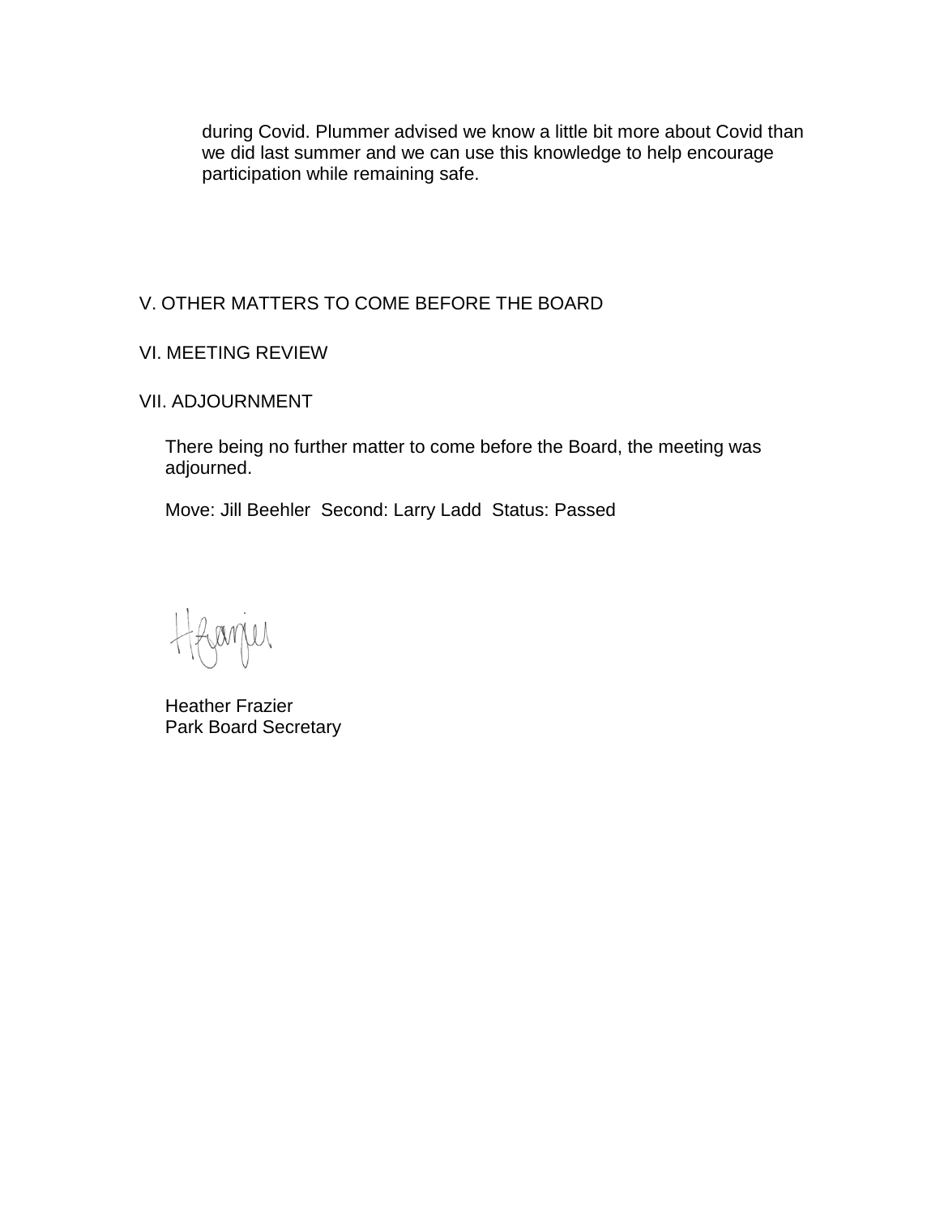during Covid. Plummer advised we know a little bit more about Covid than we did last summer and we can use this knowledge to help encourage participation while remaining safe.

## V. OTHER MATTERS TO COME BEFORE THE BOARD

## VI. MEETING REVIEW

## VII. ADJOURNMENT

There being no further matter to come before the Board, the meeting was adjourned.

Move: Jill Beehler Second: Larry Ladd Status: Passed

Heather Frazier
Park Board Secretary